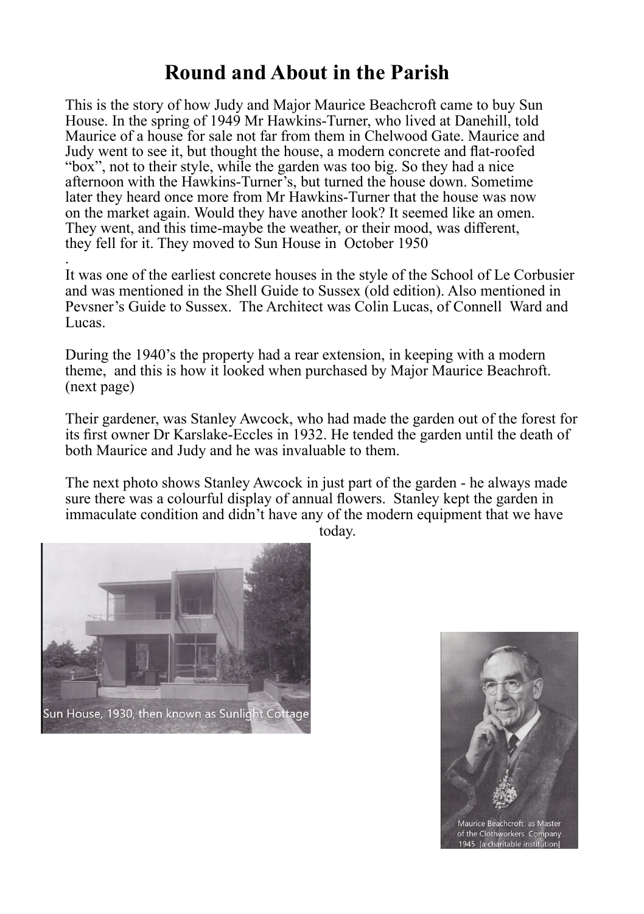# Round and About in the Parish

This is the story of how Judy and Major Maurice Beachcroft came to buy Sun House. In the spring of 1949 Mr Hawkins-Turner, who lived at Danehill, told Maurice of a house for sale not far from them in Chelwood Gate. Maurice and Judy went to see it, but thought the house, a modern concrete and flat-roofed "box", not to their style, while the garden was too big. So they had a nice afternoon with the Hawkins-Turner's, but turned the house down. Sometime later they heard once more from Mr Hawkins-Turner that the house was now on the market again. Would they have another look? It seemed like an omen. They went, and this time-maybe the weather, or their mood, was different, they fell for it. They moved to Sun House in October 1950

.

It was one of the earliest concrete houses in the style of the School of Le Corbusier and was mentioned in the Shell Guide to Sussex (old edition). Also mentioned in Pevsner's Guide to Sussex. The Architect was Colin Lucas, of Connell Ward and Lucas.

During the 1940's the property had a rear extension, in keeping with a modern theme, and this is how it looked when purchased by Major Maurice Beachroft. (next page)

Their gardener, was Stanley Awcock, who had made the garden out of the forest for its first owner Dr Karslake-Eccles in 1932. He tended the garden until the death of both Maurice and Judy and he was invaluable to them.

The next photo shows Stanley Awcock in just part of the garden - he always made sure there was a colourful display of annual flowers. Stanley kept the garden in immaculate condition and didn't have any of the modern equipment that we have today.

Sun House, 1930, then known as Sunlight Cottage

Maurice Beachcroft as Master of the Clothworkers Company 1945 [a charitable institution]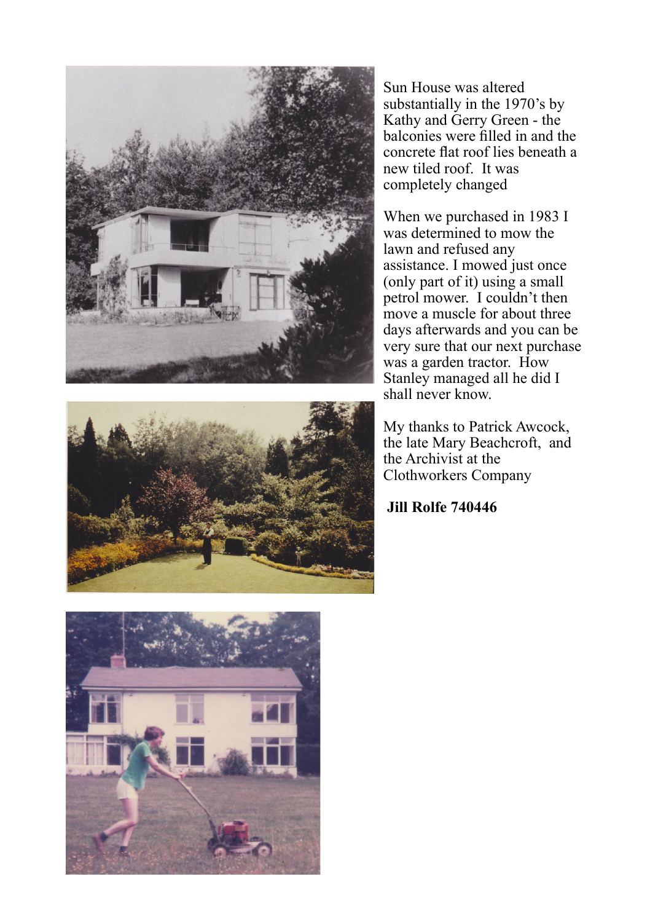Sun House was altered substantially in the 1970's by Kathy and Gerry Green - the balconies were filled in and the concrete flat roof lies beneath a new tiled roof. It was completely changed

When we purchased in 1983 I was determined to mow the lawn and refused any assistance. I mowed just once (only part of it) using a small petrol mower. I couldn't then move a muscle for about three days afterwards and you can be very sure that our next purchase was a garden tractor. How Stanley managed all he did I shall never know.

My thanks to Patrick Awcock, the late Mary Beachcroft, and the Archivist at the Clothworkers Company

**Jill Rolfe 740446**